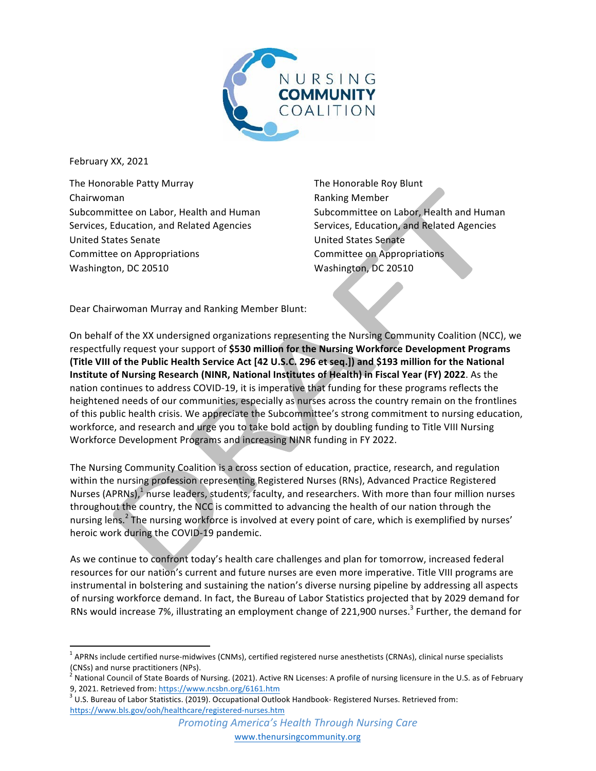NURSING COMMUNITY COALITION

February XX, 2021

The Honorable Patty Murray
Chairwoman
Subcommittee on Labor, Health and Human Services, Education, and Related Agencies
United States Senate
Committee on Appropriations
Washington, DC 20510

The Honorable Roy Blunt
Ranking Member
Subcommittee on Labor, Health and Human Services, Education, and Related Agencies
United States Senate
Committee on Appropriations
Washington, DC 20510

Dear Chairwoman Murray and Ranking Member Blunt:

On behalf of the XX undersigned organizations representing the Nursing Community Coalition (NCC), we respectfully request your support of **$530 million for the Nursing Workforce Development Programs (Title VIII of the Public Health Service Act [42 U.S.C. 296 et seq.]) and $193 million for the National Institute of Nursing Research (NINR, National Institutes of Health) in Fiscal Year (FY) 2022**. As the nation continues to address COVID-19, it is imperative that funding for these programs reflects the heightened needs of our communities, especially as nurses across the country remain on the frontlines of this public health crisis. We appreciate the Subcommittee's strong commitment to nursing education, workforce, and research and urge you to take bold action by doubling funding to Title VIII Nursing Workforce Development Programs and increasing NINR funding in FY 2022.

The Nursing Community Coalition is a cross section of education, practice, research, and regulation within the nursing profession representing Registered Nurses (RNs), Advanced Practice Registered Nurses (APRNs),[1] nurse leaders, students, faculty, and researchers. With more than four million nurses throughout the country, the NCC is committed to advancing the health of our nation through the nursing lens.[2] The nursing workforce is involved at every point of care, which is exemplified by nurses' heroic work during the COVID-19 pandemic.

As we continue to confront today's health care challenges and plan for tomorrow, increased federal resources for our nation's current and future nurses are even more imperative. Title VIII programs are instrumental in bolstering and sustaining the nation's diverse nursing pipeline by addressing all aspects of nursing workforce demand. In fact, the Bureau of Labor Statistics projected that by 2029 demand for RNs would increase 7%, illustrating an employment change of 221,900 nurses.[3] Further, the demand for

---

[1] APRNs include certified nurse-midwives (CNMs), certified registered nurse anesthetists (CRNAs), clinical nurse specialists (CNSs) and nurse practitioners (NPs).

[2] National Council of State Boards of Nursing. (2021). Active RN Licenses: A profile of nursing licensure in the U.S. as of February 9, 2021. Retrieved from: https://www.ncsbn.org/6161.htm

[3] U.S. Bureau of Labor Statistics. (2019). Occupational Outlook Handbook- Registered Nurses. Retrieved from: https://www.bls.gov/ooh/healthcare/registered-nurses.htm

*Promoting America's Health Through Nursing Care*
www.thenursingcommunity.org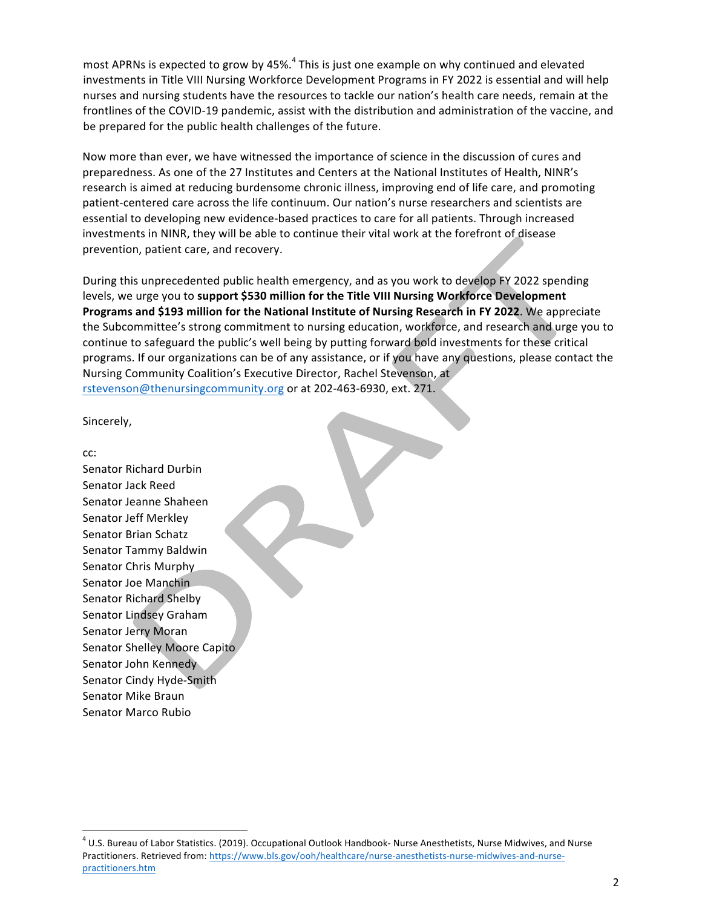most APRNs is expected to grow by 45%.[4] This is just one example on why continued and elevated investments in Title VIII Nursing Workforce Development Programs in FY 2022 is essential and will help nurses and nursing students have the resources to tackle our nation's health care needs, remain at the frontlines of the COVID-19 pandemic, assist with the distribution and administration of the vaccine, and be prepared for the public health challenges of the future.

Now more than ever, we have witnessed the importance of science in the discussion of cures and preparedness. As one of the 27 Institutes and Centers at the National Institutes of Health, NINR's research is aimed at reducing burdensome chronic illness, improving end of life care, and promoting patient-centered care across the life continuum. Our nation's nurse researchers and scientists are essential to developing new evidence-based practices to care for all patients. Through increased investments in NINR, they will be able to continue their vital work at the forefront of disease prevention, patient care, and recovery.

During this unprecedented public health emergency, and as you work to develop FY 2022 spending levels, we urge you to **support $530 million for the Title VIII Nursing Workforce Development Programs and $193 million for the National Institute of Nursing Research in FY 2022**. We appreciate the Subcommittee's strong commitment to nursing education, workforce, and research and urge you to continue to safeguard the public's well being by putting forward bold investments for these critical programs. If our organizations can be of any assistance, or if you have any questions, please contact the Nursing Community Coalition's Executive Director, Rachel Stevenson, at rstevenson@thenursingcommunity.org or at 202-463-6930, ext. 271.

Sincerely,

cc:
Senator Richard Durbin
Senator Jack Reed
Senator Jeanne Shaheen
Senator Jeff Merkley
Senator Brian Schatz
Senator Tammy Baldwin
Senator Chris Murphy
Senator Joe Manchin
Senator Richard Shelby
Senator Lindsey Graham
Senator Jerry Moran
Senator Shelley Moore Capito
Senator John Kennedy
Senator Cindy Hyde-Smith
Senator Mike Braun
Senator Marco Rubio

---

[4] U.S. Bureau of Labor Statistics. (2019). Occupational Outlook Handbook- Nurse Anesthetists, Nurse Midwives, and Nurse Practitioners. Retrieved from: https://www.bls.gov/ooh/healthcare/nurse-anesthetists-nurse-midwives-and-nurse-practitioners.htm